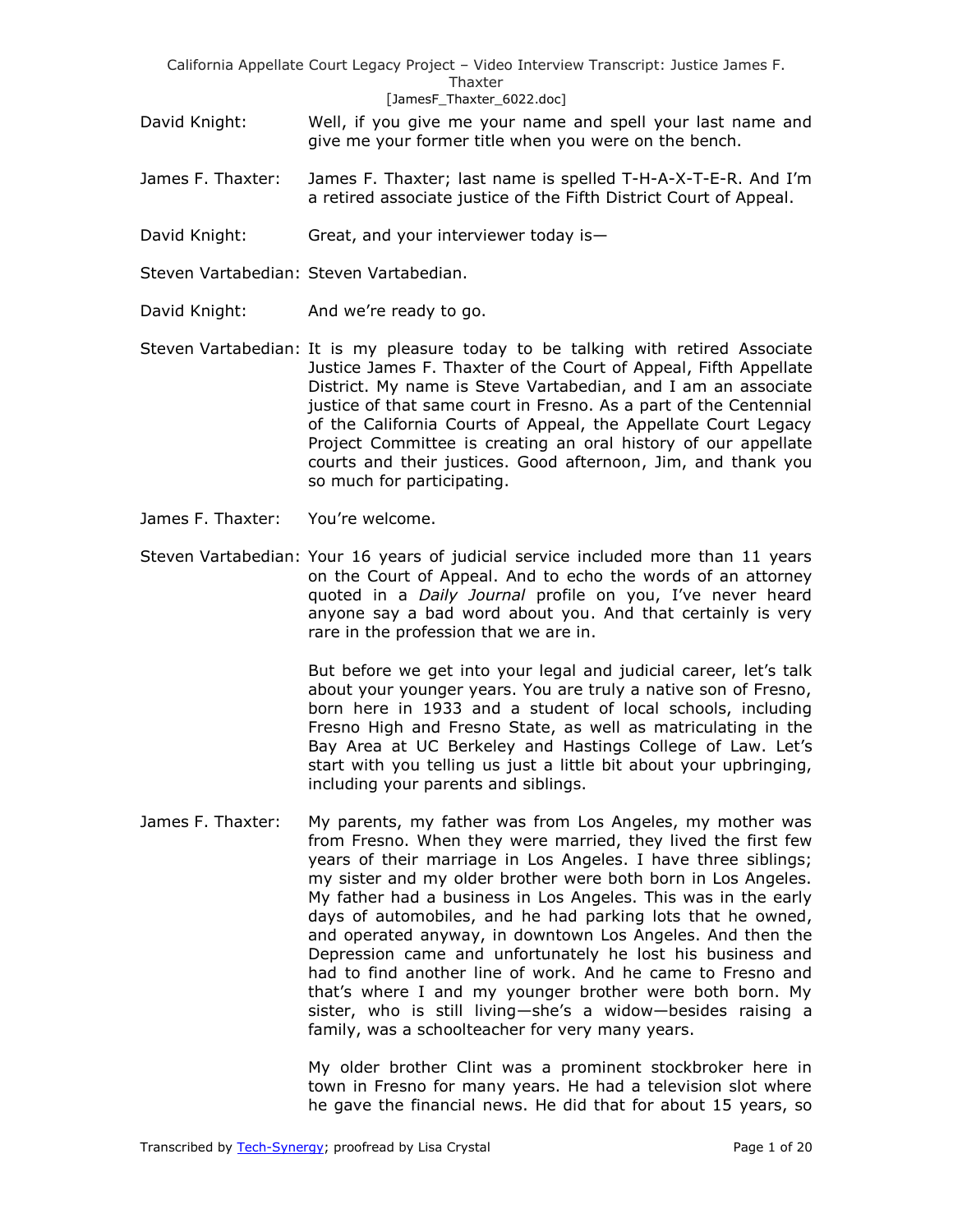David Knight: Well, if you give me your name and spell your last name and give me your former title when you were on the bench.

James F. Thaxter: James F. Thaxter; last name is spelled T-H-A-X-T-E-R. And I'm a retired associate justice of the Fifth District Court of Appeal.

David Knight: Great, and your interviewer today is—

Steven Vartabedian: Steven Vartabedian.

David Knight: And we're ready to go.

Steven Vartabedian: It is my pleasure today to be talking with retired Associate Justice James F. Thaxter of the Court of Appeal, Fifth Appellate District. My name is Steve Vartabedian, and I am an associate justice of that same court in Fresno. As a part of the Centennial of the California Courts of Appeal, the Appellate Court Legacy Project Committee is creating an oral history of our appellate courts and their justices. Good afternoon, Jim, and thank you so much for participating.

James F. Thaxter: You're welcome.

Steven Vartabedian: Your 16 years of judicial service included more than 11 years on the Court of Appeal. And to echo the words of an attorney quoted in a *Daily Journal* profile on you, I've never heard anyone say a bad word about you. And that certainly is very rare in the profession that we are in.

But before we get into your legal and judicial career, let's talk about your younger years. You are truly a native son of Fresno, born here in 1933 and a student of local schools, including Fresno High and Fresno State, as well as matriculating in the Bay Area at UC Berkeley and Hastings College of Law. Let's start with you telling us just a little bit about your upbringing, including your parents and siblings.

James F. Thaxter: My parents, my father was from Los Angeles, my mother was from Fresno. When they were married, they lived the first few years of their marriage in Los Angeles. I have three siblings; my sister and my older brother were both born in Los Angeles. My father had a business in Los Angeles. This was in the early days of automobiles, and he had parking lots that he owned, and operated anyway, in downtown Los Angeles. And then the Depression came and unfortunately he lost his business and had to find another line of work. And he came to Fresno and that's where I and my younger brother were both born. My sister, who is still living—she's a widow—besides raising a family, was a schoolteacher for very many years.

My older brother Clint was a prominent stockbroker here in town in Fresno for many years. He had a television slot where he gave the financial news. He did that for about 15 years, so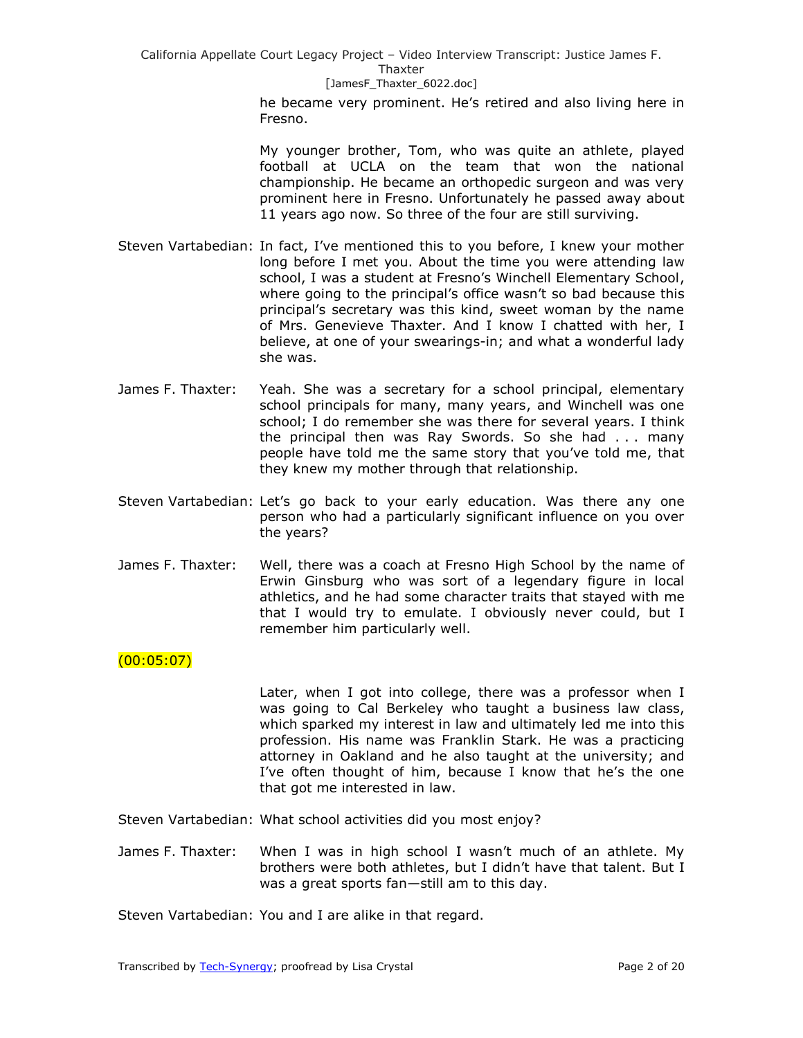he became very prominent. He's retired and also living here in Fresno.

My younger brother, Tom, who was quite an athlete, played football at UCLA on the team that won the national championship. He became an orthopedic surgeon and was very prominent here in Fresno. Unfortunately he passed away about 11 years ago now. So three of the four are still surviving.

Steven Vartabedian: In fact, I've mentioned this to you before, I knew your mother long before I met you. About the time you were attending law school, I was a student at Fresno's Winchell Elementary School, where going to the principal's office wasn't so bad because this principal's secretary was this kind, sweet woman by the name of Mrs. Genevieve Thaxter. And I know I chatted with her, I believe, at one of your swearings-in; and what a wonderful lady she was.

James F. Thaxter: Yeah. She was a secretary for a school principal, elementary school principals for many, many years, and Winchell was one school; I do remember she was there for several years. I think the principal then was Ray Swords. So she had . . . many people have told me the same story that you've told me, that they knew my mother through that relationship.

Steven Vartabedian: Let's go back to your early education. Was there any one person who had a particularly significant influence on you over the years?

James F. Thaxter: Well, there was a coach at Fresno High School by the name of Erwin Ginsburg who was sort of a legendary figure in local athletics, and he had some character traits that stayed with me that I would try to emulate. I obviously never could, but I remember him particularly well.

(00:05:07)

Later, when I got into college, there was a professor when I was going to Cal Berkeley who taught a business law class, which sparked my interest in law and ultimately led me into this profession. His name was Franklin Stark. He was a practicing attorney in Oakland and he also taught at the university; and I've often thought of him, because I know that he's the one that got me interested in law.

Steven Vartabedian: What school activities did you most enjoy?

James F. Thaxter: When I was in high school I wasn't much of an athlete. My brothers were both athletes, but I didn't have that talent. But I was a great sports fan—still am to this day.

Steven Vartabedian: You and I are alike in that regard.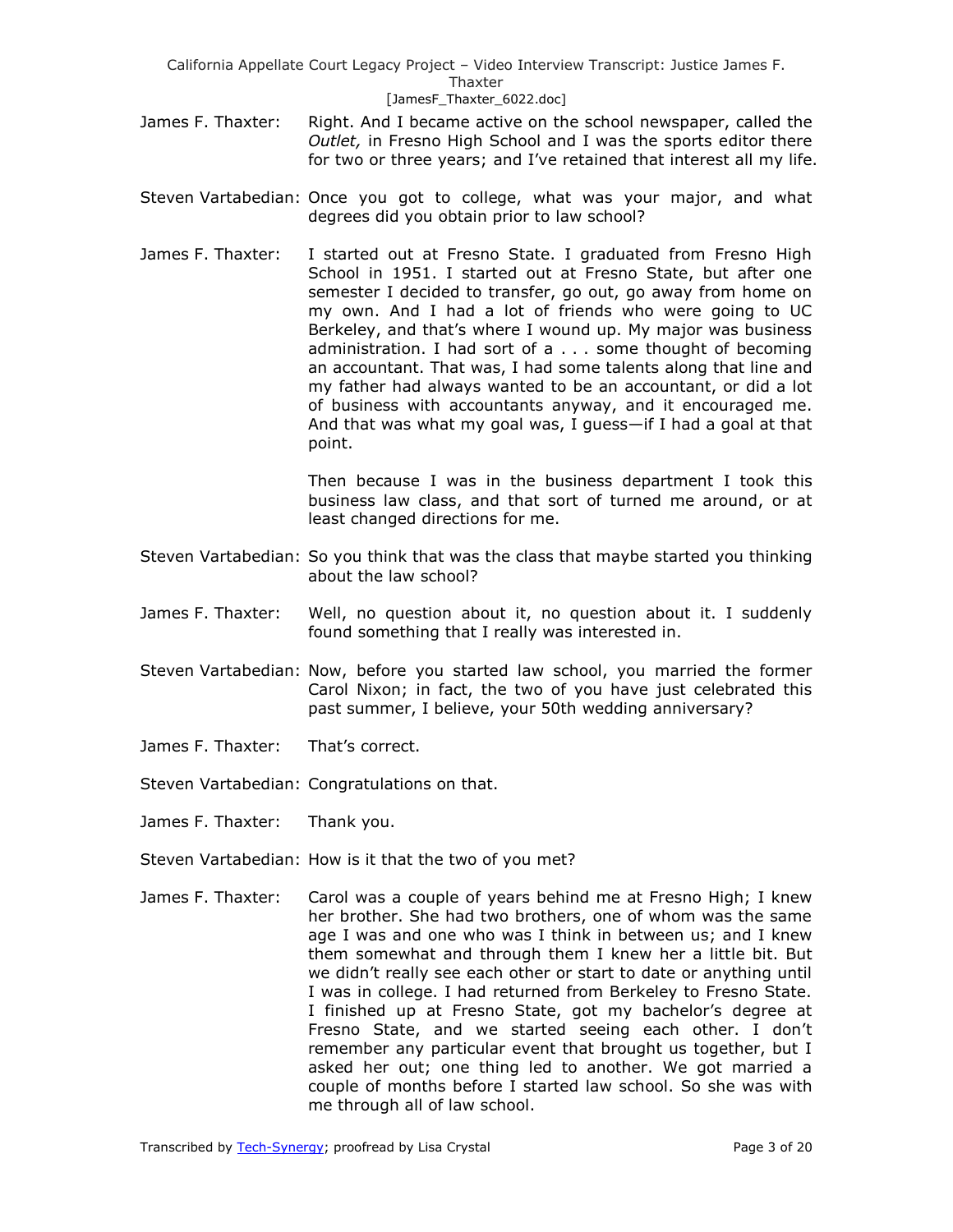James F. Thaxter: Right. And I became active on the school newspaper, called the *Outlet,* in Fresno High School and I was the sports editor there for two or three years; and I've retained that interest all my life.

Steven Vartabedian: Once you got to college, what was your major, and what degrees did you obtain prior to law school?

James F. Thaxter: I started out at Fresno State. I graduated from Fresno High School in 1951. I started out at Fresno State, but after one semester I decided to transfer, go out, go away from home on my own. And I had a lot of friends who were going to UC Berkeley, and that's where I wound up. My major was business administration. I had sort of a . . . some thought of becoming an accountant. That was, I had some talents along that line and my father had always wanted to be an accountant, or did a lot of business with accountants anyway, and it encouraged me. And that was what my goal was, I guess—if I had a goal at that point.

Then because I was in the business department I took this business law class, and that sort of turned me around, or at least changed directions for me.

Steven Vartabedian: So you think that was the class that maybe started you thinking about the law school?

James F. Thaxter: Well, no question about it, no question about it. I suddenly found something that I really was interested in.

Steven Vartabedian: Now, before you started law school, you married the former Carol Nixon; in fact, the two of you have just celebrated this past summer, I believe, your 50th wedding anniversary?

James F. Thaxter: That's correct.

Steven Vartabedian: Congratulations on that.

James F. Thaxter: Thank you.

Steven Vartabedian: How is it that the two of you met?

James F. Thaxter: Carol was a couple of years behind me at Fresno High; I knew her brother. She had two brothers, one of whom was the same age I was and one who was I think in between us; and I knew them somewhat and through them I knew her a little bit. But we didn't really see each other or start to date or anything until I was in college. I had returned from Berkeley to Fresno State. I finished up at Fresno State, got my bachelor's degree at Fresno State, and we started seeing each other. I don't remember any particular event that brought us together, but I asked her out; one thing led to another. We got married a couple of months before I started law school. So she was with me through all of law school.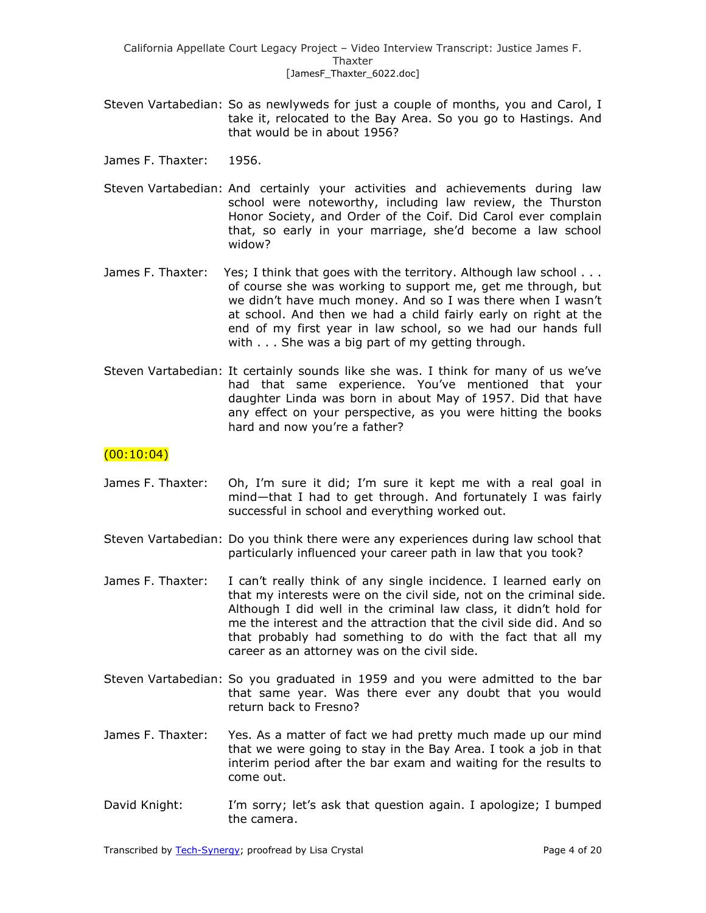Steven Vartabedian: So as newlyweds for just a couple of months, you and Carol, I take it, relocated to the Bay Area. So you go to Hastings. And that would be in about 1956?

James F. Thaxter: 1956.

Steven Vartabedian: And certainly your activities and achievements during law school were noteworthy, including law review, the Thurston Honor Society, and Order of the Coif. Did Carol ever complain that, so early in your marriage, she'd become a law school widow?

James F. Thaxter: Yes; I think that goes with the territory. Although law school . . . of course she was working to support me, get me through, but we didn't have much money. And so I was there when I wasn't at school. And then we had a child fairly early on right at the end of my first year in law school, so we had our hands full with . . . She was a big part of my getting through.

Steven Vartabedian: It certainly sounds like she was. I think for many of us we've had that same experience. You've mentioned that your daughter Linda was born in about May of 1957. Did that have any effect on your perspective, as you were hitting the books hard and now you're a father?

(00:10:04)

James F. Thaxter: Oh, I'm sure it did; I'm sure it kept me with a real goal in mind—that I had to get through. And fortunately I was fairly successful in school and everything worked out.

Steven Vartabedian: Do you think there were any experiences during law school that particularly influenced your career path in law that you took?

James F. Thaxter: I can't really think of any single incidence. I learned early on that my interests were on the civil side, not on the criminal side. Although I did well in the criminal law class, it didn't hold for me the interest and the attraction that the civil side did. And so that probably had something to do with the fact that all my career as an attorney was on the civil side.

Steven Vartabedian: So you graduated in 1959 and you were admitted to the bar that same year. Was there ever any doubt that you would return back to Fresno?

James F. Thaxter: Yes. As a matter of fact we had pretty much made up our mind that we were going to stay in the Bay Area. I took a job in that interim period after the bar exam and waiting for the results to come out.

David Knight: I'm sorry; let's ask that question again. I apologize; I bumped the camera.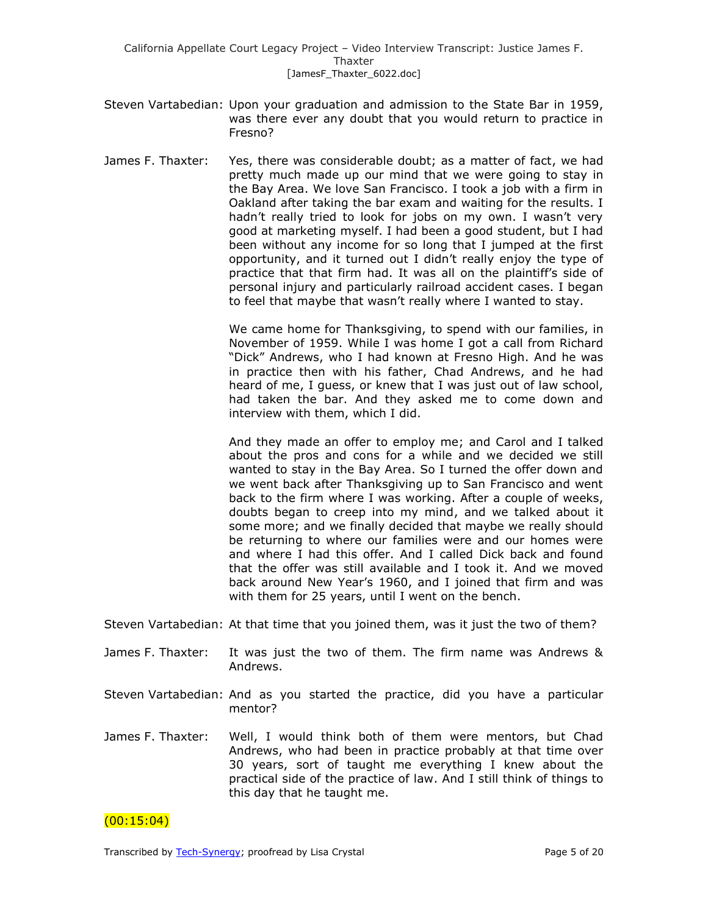Steven Vartabedian: Upon your graduation and admission to the State Bar in 1959, was there ever any doubt that you would return to practice in Fresno?

James F. Thaxter: Yes, there was considerable doubt; as a matter of fact, we had pretty much made up our mind that we were going to stay in the Bay Area. We love San Francisco. I took a job with a firm in Oakland after taking the bar exam and waiting for the results. I hadn't really tried to look for jobs on my own. I wasn't very good at marketing myself. I had been a good student, but I had been without any income for so long that I jumped at the first opportunity, and it turned out I didn't really enjoy the type of practice that that firm had. It was all on the plaintiff's side of personal injury and particularly railroad accident cases. I began to feel that maybe that wasn't really where I wanted to stay.

We came home for Thanksgiving, to spend with our families, in November of 1959. While I was home I got a call from Richard "Dick" Andrews, who I had known at Fresno High. And he was in practice then with his father, Chad Andrews, and he had heard of me, I guess, or knew that I was just out of law school, had taken the bar. And they asked me to come down and interview with them, which I did.

And they made an offer to employ me; and Carol and I talked about the pros and cons for a while and we decided we still wanted to stay in the Bay Area. So I turned the offer down and we went back after Thanksgiving up to San Francisco and went back to the firm where I was working. After a couple of weeks, doubts began to creep into my mind, and we talked about it some more; and we finally decided that maybe we really should be returning to where our families were and our homes were and where I had this offer. And I called Dick back and found that the offer was still available and I took it. And we moved back around New Year's 1960, and I joined that firm and was with them for 25 years, until I went on the bench.

Steven Vartabedian: At that time that you joined them, was it just the two of them?

James F. Thaxter: It was just the two of them. The firm name was Andrews & Andrews.

Steven Vartabedian: And as you started the practice, did you have a particular mentor?

James F. Thaxter: Well, I would think both of them were mentors, but Chad Andrews, who had been in practice probably at that time over 30 years, sort of taught me everything I knew about the practical side of the practice of law. And I still think of things to this day that he taught me.

(00:15:04)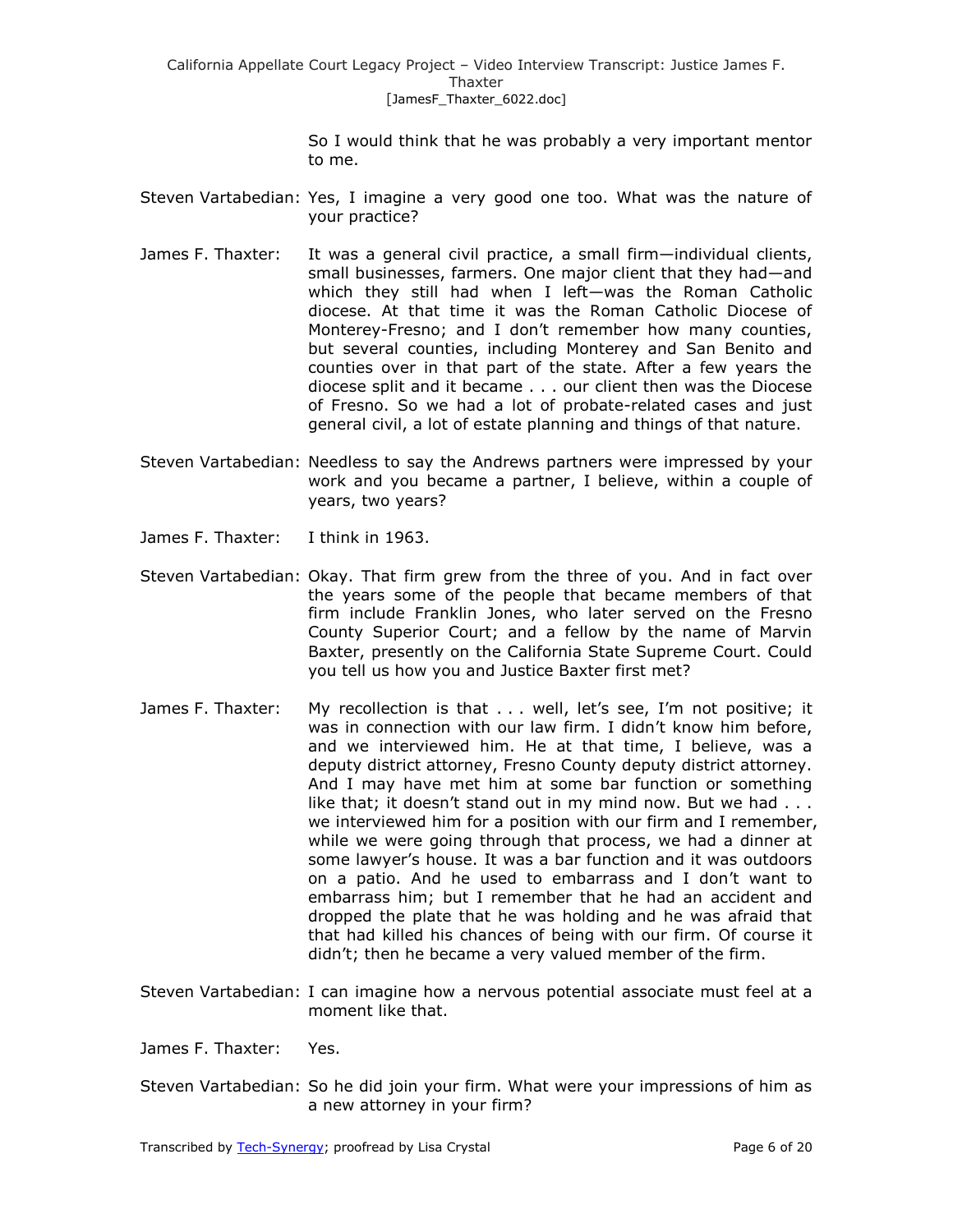So I would think that he was probably a very important mentor to me.

Steven Vartabedian: Yes, I imagine a very good one too. What was the nature of your practice?

James F. Thaxter: It was a general civil practice, a small firm—individual clients, small businesses, farmers. One major client that they had—and which they still had when I left—was the Roman Catholic diocese. At that time it was the Roman Catholic Diocese of Monterey-Fresno; and I don't remember how many counties, but several counties, including Monterey and San Benito and counties over in that part of the state. After a few years the diocese split and it became . . . our client then was the Diocese of Fresno. So we had a lot of probate-related cases and just general civil, a lot of estate planning and things of that nature.

Steven Vartabedian: Needless to say the Andrews partners were impressed by your work and you became a partner, I believe, within a couple of years, two years?

James F. Thaxter: I think in 1963.

Steven Vartabedian: Okay. That firm grew from the three of you. And in fact over the years some of the people that became members of that firm include Franklin Jones, who later served on the Fresno County Superior Court; and a fellow by the name of Marvin Baxter, presently on the California State Supreme Court. Could you tell us how you and Justice Baxter first met?

James F. Thaxter: My recollection is that . . . well, let's see, I'm not positive; it was in connection with our law firm. I didn't know him before, and we interviewed him. He at that time, I believe, was a deputy district attorney, Fresno County deputy district attorney. And I may have met him at some bar function or something like that; it doesn't stand out in my mind now. But we had . . . we interviewed him for a position with our firm and I remember, while we were going through that process, we had a dinner at some lawyer's house. It was a bar function and it was outdoors on a patio. And he used to embarrass and I don't want to embarrass him; but I remember that he had an accident and dropped the plate that he was holding and he was afraid that that had killed his chances of being with our firm. Of course it didn't; then he became a very valued member of the firm.

Steven Vartabedian: I can imagine how a nervous potential associate must feel at a moment like that.

James F. Thaxter: Yes.

Steven Vartabedian: So he did join your firm. What were your impressions of him as a new attorney in your firm?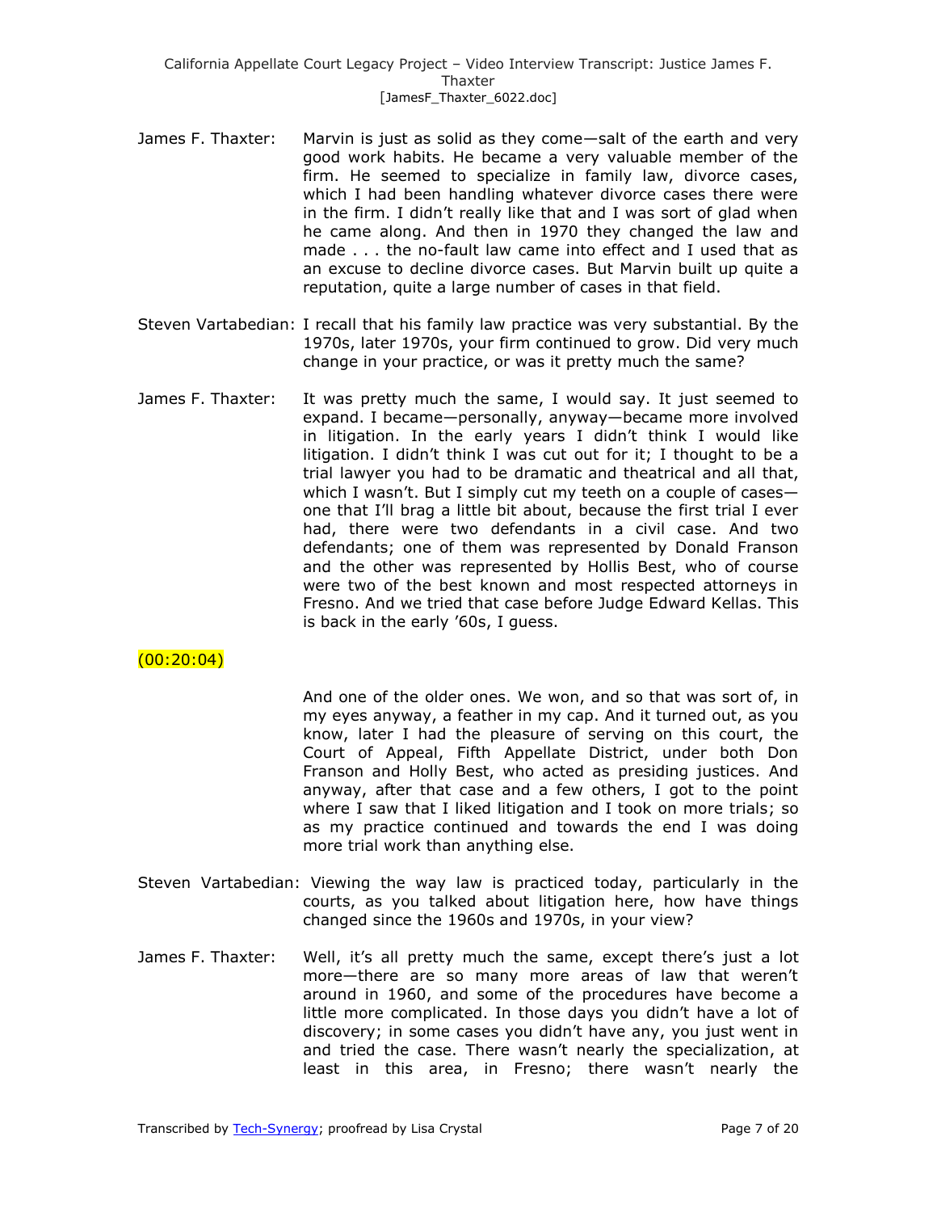James F. Thaxter: Marvin is just as solid as they come—salt of the earth and very good work habits. He became a very valuable member of the firm. He seemed to specialize in family law, divorce cases, which I had been handling whatever divorce cases there were in the firm. I didn't really like that and I was sort of glad when he came along. And then in 1970 they changed the law and made . . . the no-fault law came into effect and I used that as an excuse to decline divorce cases. But Marvin built up quite a reputation, quite a large number of cases in that field.

Steven Vartabedian: I recall that his family law practice was very substantial. By the 1970s, later 1970s, your firm continued to grow. Did very much change in your practice, or was it pretty much the same?

James F. Thaxter: It was pretty much the same, I would say. It just seemed to expand. I became—personally, anyway—became more involved in litigation. In the early years I didn't think I would like litigation. I didn't think I was cut out for it; I thought to be a trial lawyer you had to be dramatic and theatrical and all that, which I wasn't. But I simply cut my teeth on a couple of cases—one that I'll brag a little bit about, because the first trial I ever had, there were two defendants in a civil case. And two defendants; one of them was represented by Donald Franson and the other was represented by Hollis Best, who of course were two of the best known and most respected attorneys in Fresno. And we tried that case before Judge Edward Kellas. This is back in the early '60s, I guess.

(00:20:04)

And one of the older ones. We won, and so that was sort of, in my eyes anyway, a feather in my cap. And it turned out, as you know, later I had the pleasure of serving on this court, the Court of Appeal, Fifth Appellate District, under both Don Franson and Holly Best, who acted as presiding justices. And anyway, after that case and a few others, I got to the point where I saw that I liked litigation and I took on more trials; so as my practice continued and towards the end I was doing more trial work than anything else.

Steven Vartabedian: Viewing the way law is practiced today, particularly in the courts, as you talked about litigation here, how have things changed since the 1960s and 1970s, in your view?

James F. Thaxter: Well, it's all pretty much the same, except there's just a lot more—there are so many more areas of law that weren't around in 1960, and some of the procedures have become a little more complicated. In those days you didn't have a lot of discovery; in some cases you didn't have any, you just went in and tried the case. There wasn't nearly the specialization, at least in this area, in Fresno; there wasn't nearly the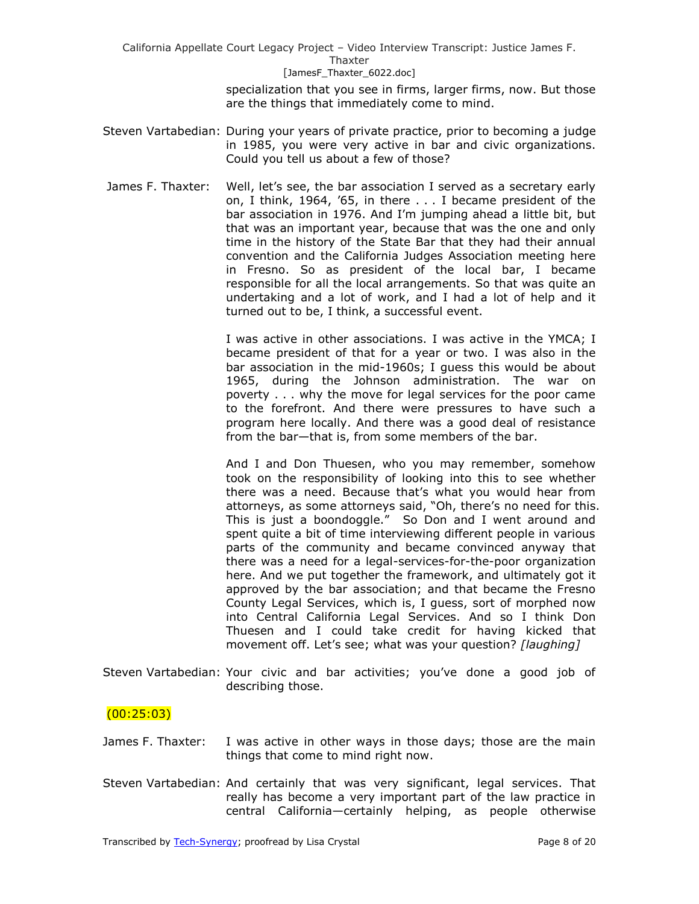specialization that you see in firms, larger firms, now. But those are the things that immediately come to mind.

Steven Vartabedian: During your years of private practice, prior to becoming a judge in 1985, you were very active in bar and civic organizations. Could you tell us about a few of those?

James F. Thaxter: Well, let's see, the bar association I served as a secretary early on, I think, 1964, '65, in there . . . I became president of the bar association in 1976. And I'm jumping ahead a little bit, but that was an important year, because that was the one and only time in the history of the State Bar that they had their annual convention and the California Judges Association meeting here in Fresno. So as president of the local bar, I became responsible for all the local arrangements. So that was quite an undertaking and a lot of work, and I had a lot of help and it turned out to be, I think, a successful event.

I was active in other associations. I was active in the YMCA; I became president of that for a year or two. I was also in the bar association in the mid-1960s; I guess this would be about 1965, during the Johnson administration. The war on poverty . . . why the move for legal services for the poor came to the forefront. And there were pressures to have such a program here locally. And there was a good deal of resistance from the bar—that is, from some members of the bar.

And I and Don Thuesen, who you may remember, somehow took on the responsibility of looking into this to see whether there was a need. Because that's what you would hear from attorneys, as some attorneys said, "Oh, there's no need for this. This is just a boondoggle." So Don and I went around and spent quite a bit of time interviewing different people in various parts of the community and became convinced anyway that there was a need for a legal-services-for-the-poor organization here. And we put together the framework, and ultimately got it approved by the bar association; and that became the Fresno County Legal Services, which is, I guess, sort of morphed now into Central California Legal Services. And so I think Don Thuesen and I could take credit for having kicked that movement off. Let's see; what was your question? *[laughing]*

Steven Vartabedian: Your civic and bar activities; you've done a good job of describing those.

(00:25:03)

James F. Thaxter: I was active in other ways in those days; those are the main things that come to mind right now.

Steven Vartabedian: And certainly that was very significant, legal services. That really has become a very important part of the law practice in central California—certainly helping, as people otherwise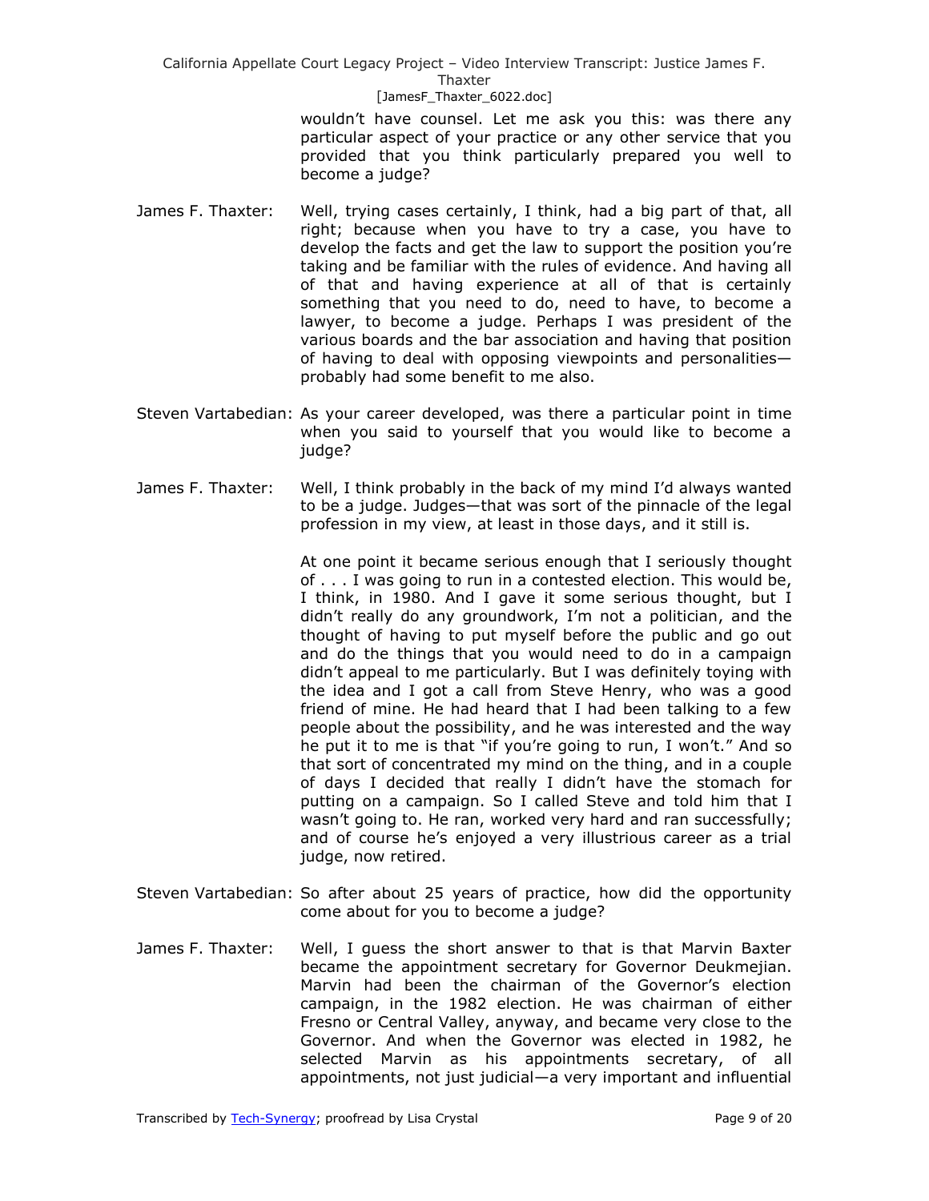wouldn't have counsel. Let me ask you this: was there any particular aspect of your practice or any other service that you provided that you think particularly prepared you well to become a judge?

James F. Thaxter: Well, trying cases certainly, I think, had a big part of that, all right; because when you have to try a case, you have to develop the facts and get the law to support the position you're taking and be familiar with the rules of evidence. And having all of that and having experience at all of that is certainly something that you need to do, need to have, to become a lawyer, to become a judge. Perhaps I was president of the various boards and the bar association and having that position of having to deal with opposing viewpoints and personalities—probably had some benefit to me also.

Steven Vartabedian: As your career developed, was there a particular point in time when you said to yourself that you would like to become a judge?

James F. Thaxter: Well, I think probably in the back of my mind I'd always wanted to be a judge. Judges—that was sort of the pinnacle of the legal profession in my view, at least in those days, and it still is.

At one point it became serious enough that I seriously thought of . . . I was going to run in a contested election. This would be, I think, in 1980. And I gave it some serious thought, but I didn't really do any groundwork, I'm not a politician, and the thought of having to put myself before the public and go out and do the things that you would need to do in a campaign didn't appeal to me particularly. But I was definitely toying with the idea and I got a call from Steve Henry, who was a good friend of mine. He had heard that I had been talking to a few people about the possibility, and he was interested and the way he put it to me is that "if you're going to run, I won't." And so that sort of concentrated my mind on the thing, and in a couple of days I decided that really I didn't have the stomach for putting on a campaign. So I called Steve and told him that I wasn't going to. He ran, worked very hard and ran successfully; and of course he's enjoyed a very illustrious career as a trial judge, now retired.

Steven Vartabedian: So after about 25 years of practice, how did the opportunity come about for you to become a judge?

James F. Thaxter: Well, I guess the short answer to that is that Marvin Baxter became the appointment secretary for Governor Deukmejian. Marvin had been the chairman of the Governor's election campaign, in the 1982 election. He was chairman of either Fresno or Central Valley, anyway, and became very close to the Governor. And when the Governor was elected in 1982, he selected Marvin as his appointments secretary, of all appointments, not just judicial—a very important and influential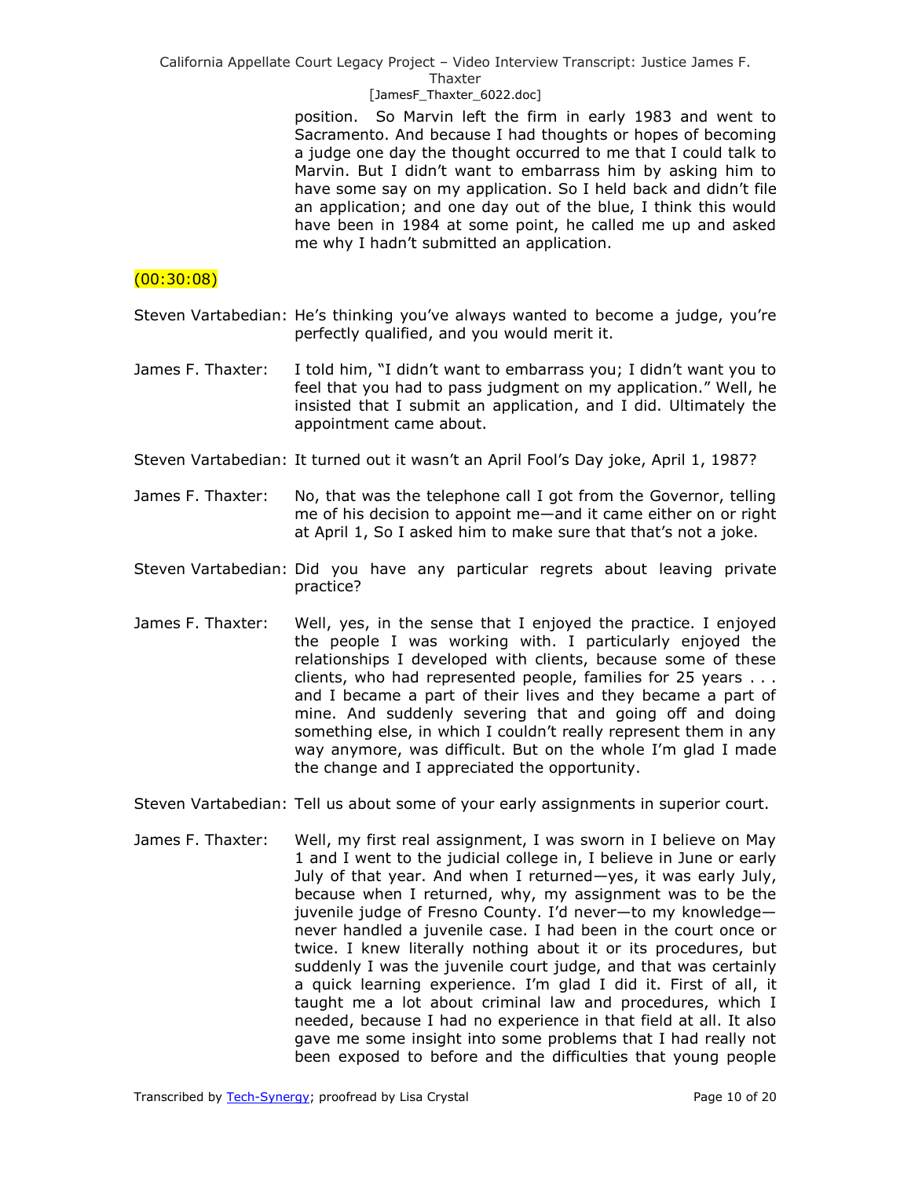position. So Marvin left the firm in early 1983 and went to Sacramento. And because I had thoughts or hopes of becoming a judge one day the thought occurred to me that I could talk to Marvin. But I didn't want to embarrass him by asking him to have some say on my application. So I held back and didn't file an application; and one day out of the blue, I think this would have been in 1984 at some point, he called me up and asked me why I hadn't submitted an application.

(00:30:08)

Steven Vartabedian: He's thinking you've always wanted to become a judge, you're perfectly qualified, and you would merit it.

James F. Thaxter: I told him, "I didn't want to embarrass you; I didn't want you to feel that you had to pass judgment on my application." Well, he insisted that I submit an application, and I did. Ultimately the appointment came about.

Steven Vartabedian: It turned out it wasn't an April Fool's Day joke, April 1, 1987?

James F. Thaxter: No, that was the telephone call I got from the Governor, telling me of his decision to appoint me—and it came either on or right at April 1, So I asked him to make sure that that's not a joke.

Steven Vartabedian: Did you have any particular regrets about leaving private practice?

James F. Thaxter: Well, yes, in the sense that I enjoyed the practice. I enjoyed the people I was working with. I particularly enjoyed the relationships I developed with clients, because some of these clients, who had represented people, families for 25 years . . . and I became a part of their lives and they became a part of mine. And suddenly severing that and going off and doing something else, in which I couldn't really represent them in any way anymore, was difficult. But on the whole I'm glad I made the change and I appreciated the opportunity.

Steven Vartabedian: Tell us about some of your early assignments in superior court.

James F. Thaxter: Well, my first real assignment, I was sworn in I believe on May 1 and I went to the judicial college in, I believe in June or early July of that year. And when I returned—yes, it was early July, because when I returned, why, my assignment was to be the juvenile judge of Fresno County. I'd never—to my knowledge—never handled a juvenile case. I had been in the court once or twice. I knew literally nothing about it or its procedures, but suddenly I was the juvenile court judge, and that was certainly a quick learning experience. I'm glad I did it. First of all, it taught me a lot about criminal law and procedures, which I needed, because I had no experience in that field at all. It also gave me some insight into some problems that I had really not been exposed to before and the difficulties that young people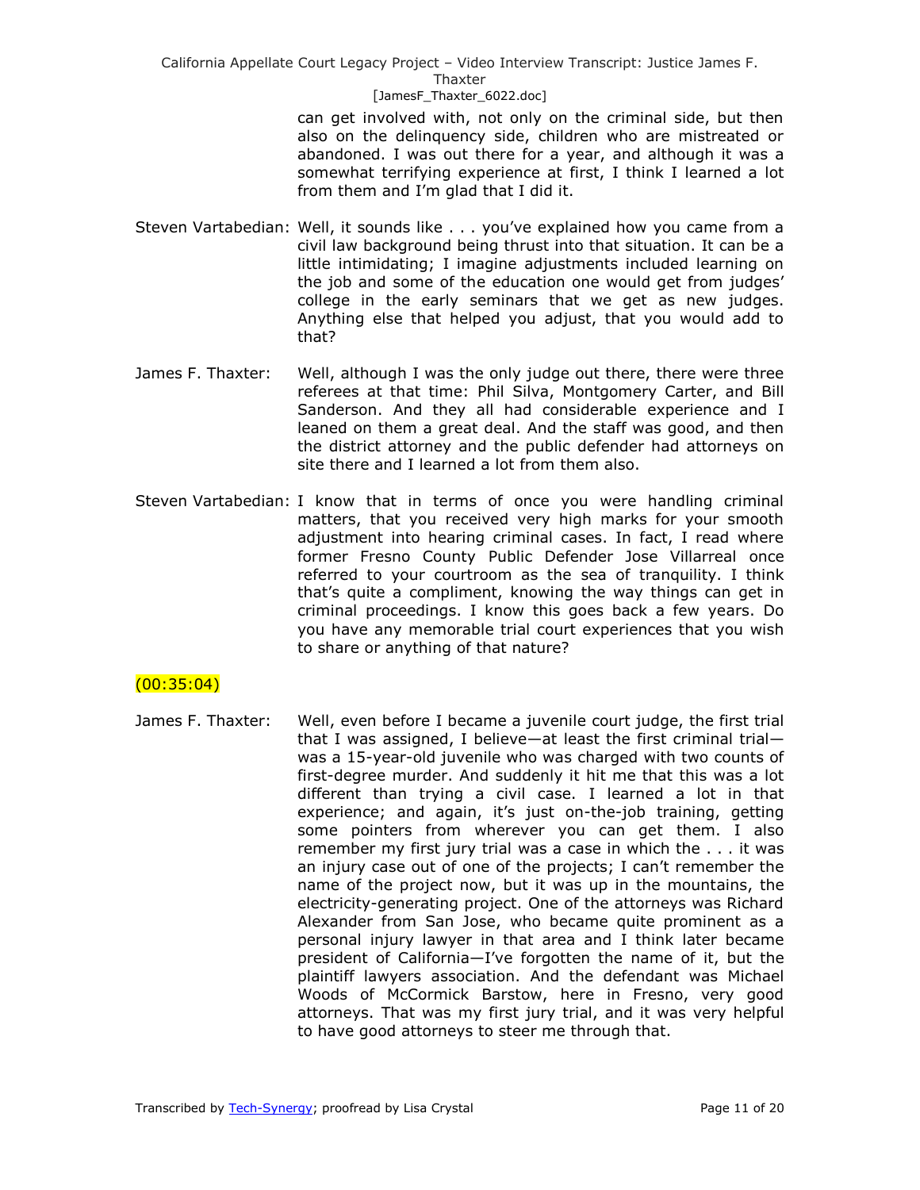can get involved with, not only on the criminal side, but then also on the delinquency side, children who are mistreated or abandoned. I was out there for a year, and although it was a somewhat terrifying experience at first, I think I learned a lot from them and I'm glad that I did it.

Steven Vartabedian: Well, it sounds like . . . you've explained how you came from a civil law background being thrust into that situation. It can be a little intimidating; I imagine adjustments included learning on the job and some of the education one would get from judges' college in the early seminars that we get as new judges. Anything else that helped you adjust, that you would add to that?

James F. Thaxter: Well, although I was the only judge out there, there were three referees at that time: Phil Silva, Montgomery Carter, and Bill Sanderson. And they all had considerable experience and I leaned on them a great deal. And the staff was good, and then the district attorney and the public defender had attorneys on site there and I learned a lot from them also.

Steven Vartabedian: I know that in terms of once you were handling criminal matters, that you received very high marks for your smooth adjustment into hearing criminal cases. In fact, I read where former Fresno County Public Defender Jose Villarreal once referred to your courtroom as the sea of tranquility. I think that's quite a compliment, knowing the way things can get in criminal proceedings. I know this goes back a few years. Do you have any memorable trial court experiences that you wish to share or anything of that nature?

(00:35:04)

James F. Thaxter: Well, even before I became a juvenile court judge, the first trial that I was assigned, I believe—at least the first criminal trial—was a 15-year-old juvenile who was charged with two counts of first-degree murder. And suddenly it hit me that this was a lot different than trying a civil case. I learned a lot in that experience; and again, it's just on-the-job training, getting some pointers from wherever you can get them. I also remember my first jury trial was a case in which the . . . it was an injury case out of one of the projects; I can't remember the name of the project now, but it was up in the mountains, the electricity-generating project. One of the attorneys was Richard Alexander from San Jose, who became quite prominent as a personal injury lawyer in that area and I think later became president of California—I've forgotten the name of it, but the plaintiff lawyers association. And the defendant was Michael Woods of McCormick Barstow, here in Fresno, very good attorneys. That was my first jury trial, and it was very helpful to have good attorneys to steer me through that.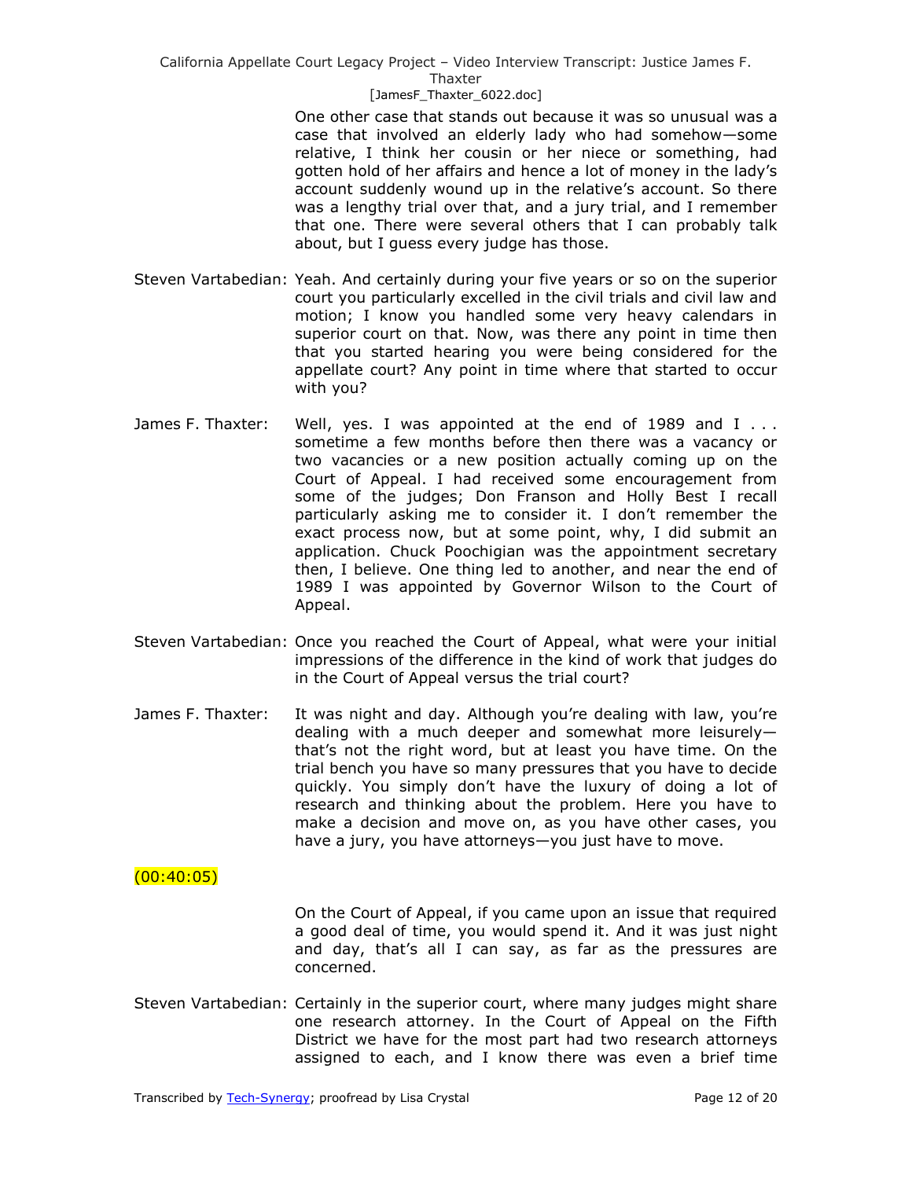One other case that stands out because it was so unusual was a case that involved an elderly lady who had somehow—some relative, I think her cousin or her niece or something, had gotten hold of her affairs and hence a lot of money in the lady's account suddenly wound up in the relative's account. So there was a lengthy trial over that, and a jury trial, and I remember that one. There were several others that I can probably talk about, but I guess every judge has those.

Steven Vartabedian: Yeah. And certainly during your five years or so on the superior court you particularly excelled in the civil trials and civil law and motion; I know you handled some very heavy calendars in superior court on that. Now, was there any point in time then that you started hearing you were being considered for the appellate court? Any point in time where that started to occur with you?

James F. Thaxter: Well, yes. I was appointed at the end of 1989 and I . . . sometime a few months before then there was a vacancy or two vacancies or a new position actually coming up on the Court of Appeal. I had received some encouragement from some of the judges; Don Franson and Holly Best I recall particularly asking me to consider it. I don't remember the exact process now, but at some point, why, I did submit an application. Chuck Poochigian was the appointment secretary then, I believe. One thing led to another, and near the end of 1989 I was appointed by Governor Wilson to the Court of Appeal.

Steven Vartabedian: Once you reached the Court of Appeal, what were your initial impressions of the difference in the kind of work that judges do in the Court of Appeal versus the trial court?

James F. Thaxter: It was night and day. Although you're dealing with law, you're dealing with a much deeper and somewhat more leisurely—that's not the right word, but at least you have time. On the trial bench you have so many pressures that you have to decide quickly. You simply don't have the luxury of doing a lot of research and thinking about the problem. Here you have to make a decision and move on, as you have other cases, you have a jury, you have attorneys—you just have to move.

(00:40:05)

On the Court of Appeal, if you came upon an issue that required a good deal of time, you would spend it. And it was just night and day, that's all I can say, as far as the pressures are concerned.

Steven Vartabedian: Certainly in the superior court, where many judges might share one research attorney. In the Court of Appeal on the Fifth District we have for the most part had two research attorneys assigned to each, and I know there was even a brief time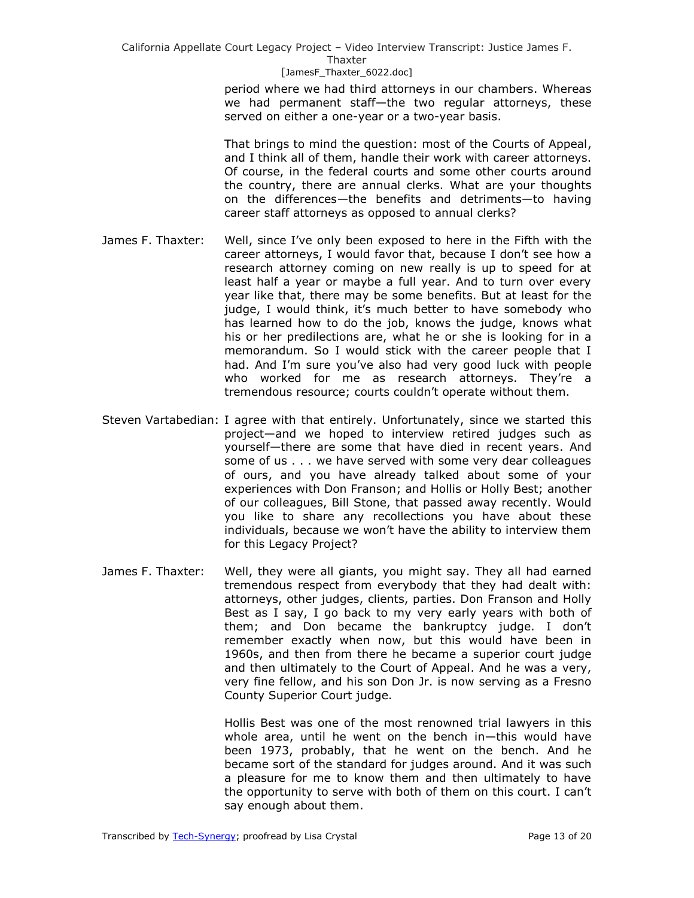period where we had third attorneys in our chambers. Whereas we had permanent staff—the two regular attorneys, these served on either a one-year or a two-year basis.

That brings to mind the question: most of the Courts of Appeal, and I think all of them, handle their work with career attorneys. Of course, in the federal courts and some other courts around the country, there are annual clerks. What are your thoughts on the differences—the benefits and detriments—to having career staff attorneys as opposed to annual clerks?

James F. Thaxter: Well, since I've only been exposed to here in the Fifth with the career attorneys, I would favor that, because I don't see how a research attorney coming on new really is up to speed for at least half a year or maybe a full year. And to turn over every year like that, there may be some benefits. But at least for the judge, I would think, it's much better to have somebody who has learned how to do the job, knows the judge, knows what his or her predilections are, what he or she is looking for in a memorandum. So I would stick with the career people that I had. And I'm sure you've also had very good luck with people who worked for me as research attorneys. They're a tremendous resource; courts couldn't operate without them.

Steven Vartabedian: I agree with that entirely. Unfortunately, since we started this project—and we hoped to interview retired judges such as yourself—there are some that have died in recent years. And some of us . . . we have served with some very dear colleagues of ours, and you have already talked about some of your experiences with Don Franson; and Hollis or Holly Best; another of our colleagues, Bill Stone, that passed away recently. Would you like to share any recollections you have about these individuals, because we won't have the ability to interview them for this Legacy Project?

James F. Thaxter: Well, they were all giants, you might say. They all had earned tremendous respect from everybody that they had dealt with: attorneys, other judges, clients, parties. Don Franson and Holly Best as I say, I go back to my very early years with both of them; and Don became the bankruptcy judge. I don't remember exactly when now, but this would have been in 1960s, and then from there he became a superior court judge and then ultimately to the Court of Appeal. And he was a very, very fine fellow, and his son Don Jr. is now serving as a Fresno County Superior Court judge.

Hollis Best was one of the most renowned trial lawyers in this whole area, until he went on the bench in—this would have been 1973, probably, that he went on the bench. And he became sort of the standard for judges around. And it was such a pleasure for me to know them and then ultimately to have the opportunity to serve with both of them on this court. I can't say enough about them.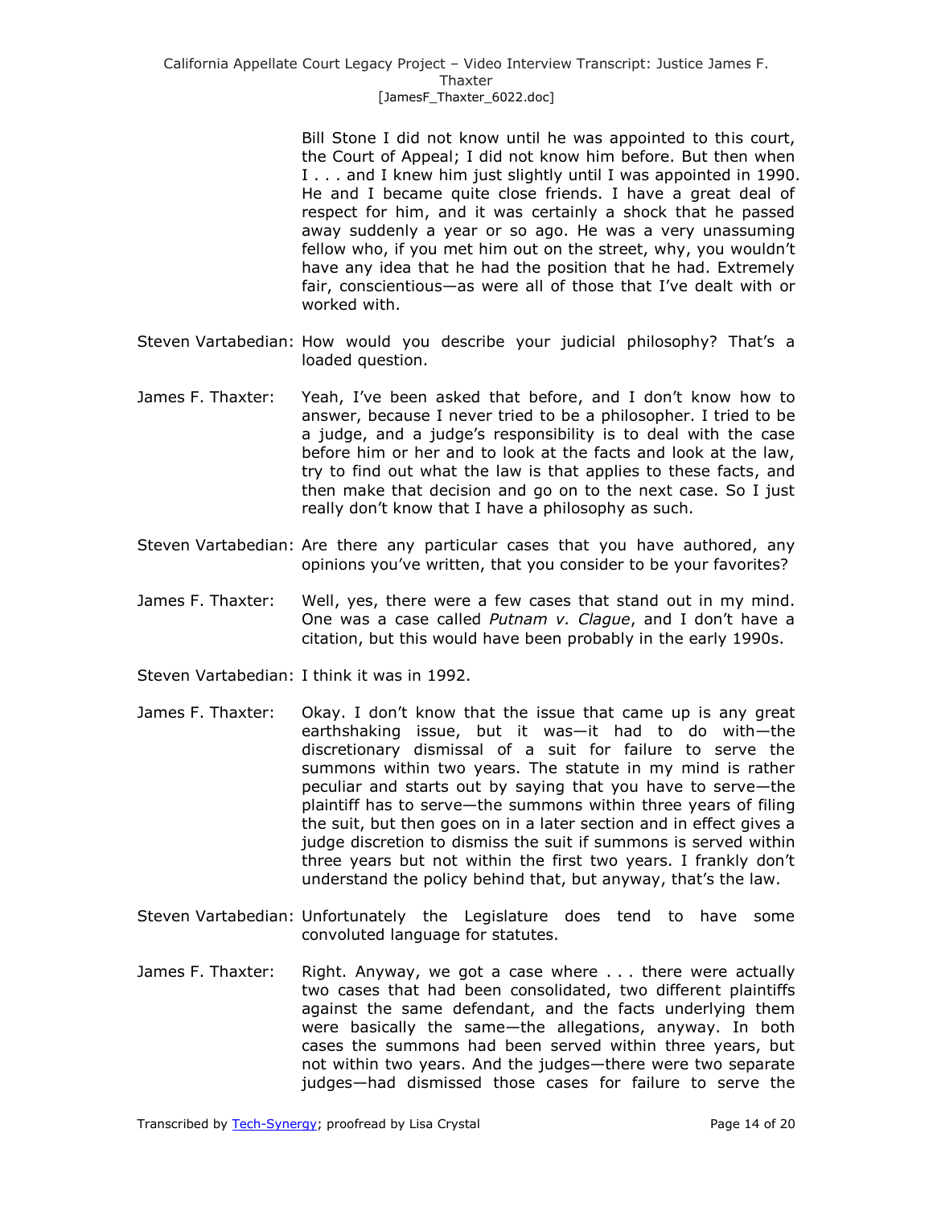Bill Stone I did not know until he was appointed to this court, the Court of Appeal; I did not know him before. But then when I . . . and I knew him just slightly until I was appointed in 1990. He and I became quite close friends. I have a great deal of respect for him, and it was certainly a shock that he passed away suddenly a year or so ago. He was a very unassuming fellow who, if you met him out on the street, why, you wouldn't have any idea that he had the position that he had. Extremely fair, conscientious—as were all of those that I've dealt with or worked with.

Steven Vartabedian: How would you describe your judicial philosophy? That's a loaded question.

James F. Thaxter: Yeah, I've been asked that before, and I don't know how to answer, because I never tried to be a philosopher. I tried to be a judge, and a judge's responsibility is to deal with the case before him or her and to look at the facts and look at the law, try to find out what the law is that applies to these facts, and then make that decision and go on to the next case. So I just really don't know that I have a philosophy as such.

Steven Vartabedian: Are there any particular cases that you have authored, any opinions you've written, that you consider to be your favorites?

James F. Thaxter: Well, yes, there were a few cases that stand out in my mind. One was a case called *Putnam v. Clague*, and I don't have a citation, but this would have been probably in the early 1990s.

Steven Vartabedian: I think it was in 1992.

James F. Thaxter: Okay. I don't know that the issue that came up is any great earthshaking issue, but it was—it had to do with—the discretionary dismissal of a suit for failure to serve the summons within two years. The statute in my mind is rather peculiar and starts out by saying that you have to serve—the plaintiff has to serve—the summons within three years of filing the suit, but then goes on in a later section and in effect gives a judge discretion to dismiss the suit if summons is served within three years but not within the first two years. I frankly don't understand the policy behind that, but anyway, that's the law.

Steven Vartabedian: Unfortunately the Legislature does tend to have some convoluted language for statutes.

James F. Thaxter: Right. Anyway, we got a case where . . . there were actually two cases that had been consolidated, two different plaintiffs against the same defendant, and the facts underlying them were basically the same—the allegations, anyway. In both cases the summons had been served within three years, but not within two years. And the judges—there were two separate judges—had dismissed those cases for failure to serve the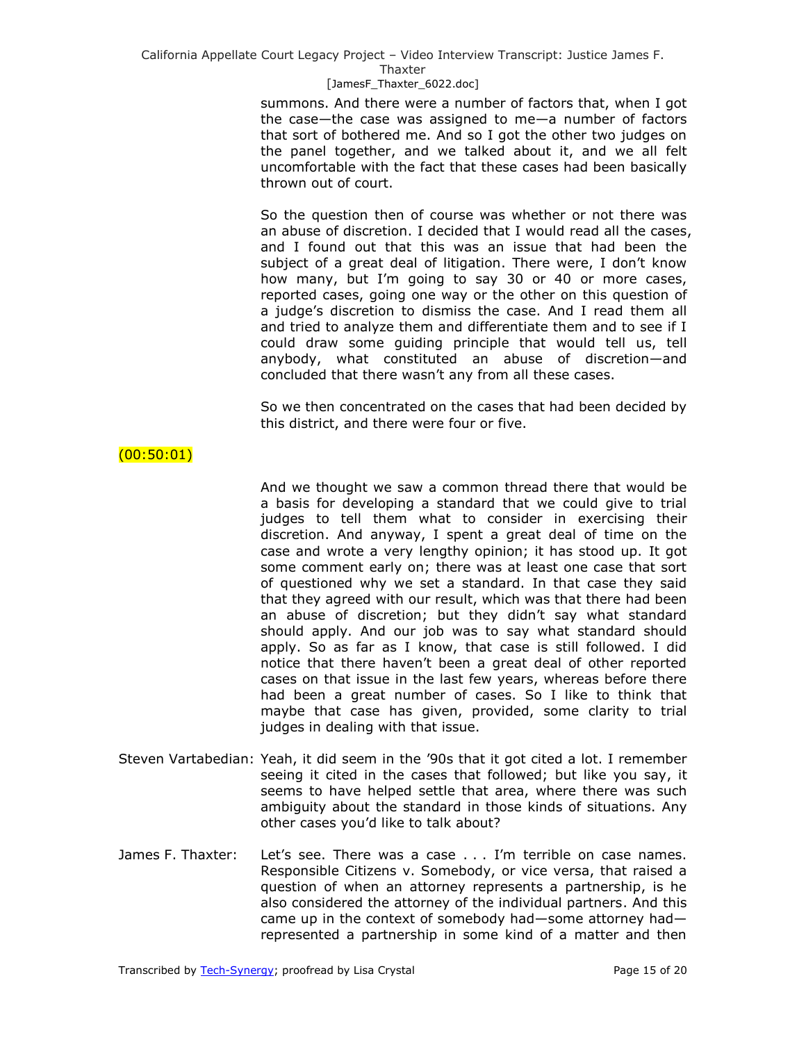summons. And there were a number of factors that, when I got the case—the case was assigned to me—a number of factors that sort of bothered me. And so I got the other two judges on the panel together, and we talked about it, and we all felt uncomfortable with the fact that these cases had been basically thrown out of court.

So the question then of course was whether or not there was an abuse of discretion. I decided that I would read all the cases, and I found out that this was an issue that had been the subject of a great deal of litigation. There were, I don't know how many, but I'm going to say 30 or 40 or more cases, reported cases, going one way or the other on this question of a judge's discretion to dismiss the case. And I read them all and tried to analyze them and differentiate them and to see if I could draw some guiding principle that would tell us, tell anybody, what constituted an abuse of discretion—and concluded that there wasn't any from all these cases.

So we then concentrated on the cases that had been decided by this district, and there were four or five.

(00:50:01)

And we thought we saw a common thread there that would be a basis for developing a standard that we could give to trial judges to tell them what to consider in exercising their discretion. And anyway, I spent a great deal of time on the case and wrote a very lengthy opinion; it has stood up. It got some comment early on; there was at least one case that sort of questioned why we set a standard. In that case they said that they agreed with our result, which was that there had been an abuse of discretion; but they didn't say what standard should apply. And our job was to say what standard should apply. So as far as I know, that case is still followed. I did notice that there haven't been a great deal of other reported cases on that issue in the last few years, whereas before there had been a great number of cases. So I like to think that maybe that case has given, provided, some clarity to trial judges in dealing with that issue.

Steven Vartabedian: Yeah, it did seem in the '90s that it got cited a lot. I remember seeing it cited in the cases that followed; but like you say, it seems to have helped settle that area, where there was such ambiguity about the standard in those kinds of situations. Any other cases you'd like to talk about?

James F. Thaxter: Let's see. There was a case . . . I'm terrible on case names. Responsible Citizens v. Somebody, or vice versa, that raised a question of when an attorney represents a partnership, is he also considered the attorney of the individual partners. And this came up in the context of somebody had—some attorney had—represented a partnership in some kind of a matter and then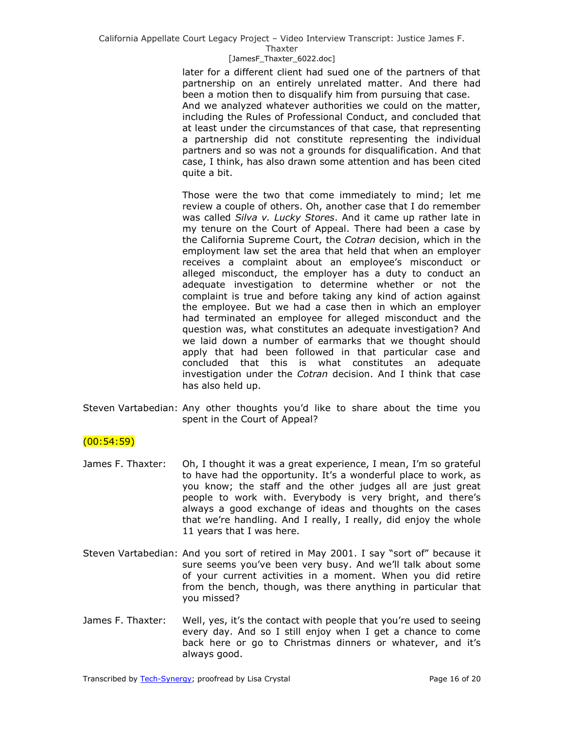later for a different client had sued one of the partners of that partnership on an entirely unrelated matter. And there had been a motion then to disqualify him from pursuing that case. And we analyzed whatever authorities we could on the matter, including the Rules of Professional Conduct, and concluded that at least under the circumstances of that case, that representing a partnership did not constitute representing the individual partners and so was not a grounds for disqualification. And that case, I think, has also drawn some attention and has been cited quite a bit.

Those were the two that come immediately to mind; let me review a couple of others. Oh, another case that I do remember was called *Silva v. Lucky Stores*. And it came up rather late in my tenure on the Court of Appeal. There had been a case by the California Supreme Court, the *Cotran* decision, which in the employment law set the area that held that when an employer receives a complaint about an employee's misconduct or alleged misconduct, the employer has a duty to conduct an adequate investigation to determine whether or not the complaint is true and before taking any kind of action against the employee. But we had a case then in which an employer had terminated an employee for alleged misconduct and the question was, what constitutes an adequate investigation? And we laid down a number of earmarks that we thought should apply that had been followed in that particular case and concluded that this is what constitutes an adequate investigation under the *Cotran* decision. And I think that case has also held up.

Steven Vartabedian: Any other thoughts you'd like to share about the time you spent in the Court of Appeal?

(00:54:59)

James F. Thaxter: Oh, I thought it was a great experience, I mean, I'm so grateful to have had the opportunity. It's a wonderful place to work, as you know; the staff and the other judges all are just great people to work with. Everybody is very bright, and there's always a good exchange of ideas and thoughts on the cases that we're handling. And I really, I really, did enjoy the whole 11 years that I was here.

Steven Vartabedian: And you sort of retired in May 2001. I say "sort of" because it sure seems you've been very busy. And we'll talk about some of your current activities in a moment. When you did retire from the bench, though, was there anything in particular that you missed?

James F. Thaxter: Well, yes, it's the contact with people that you're used to seeing every day. And so I still enjoy when I get a chance to come back here or go to Christmas dinners or whatever, and it's always good.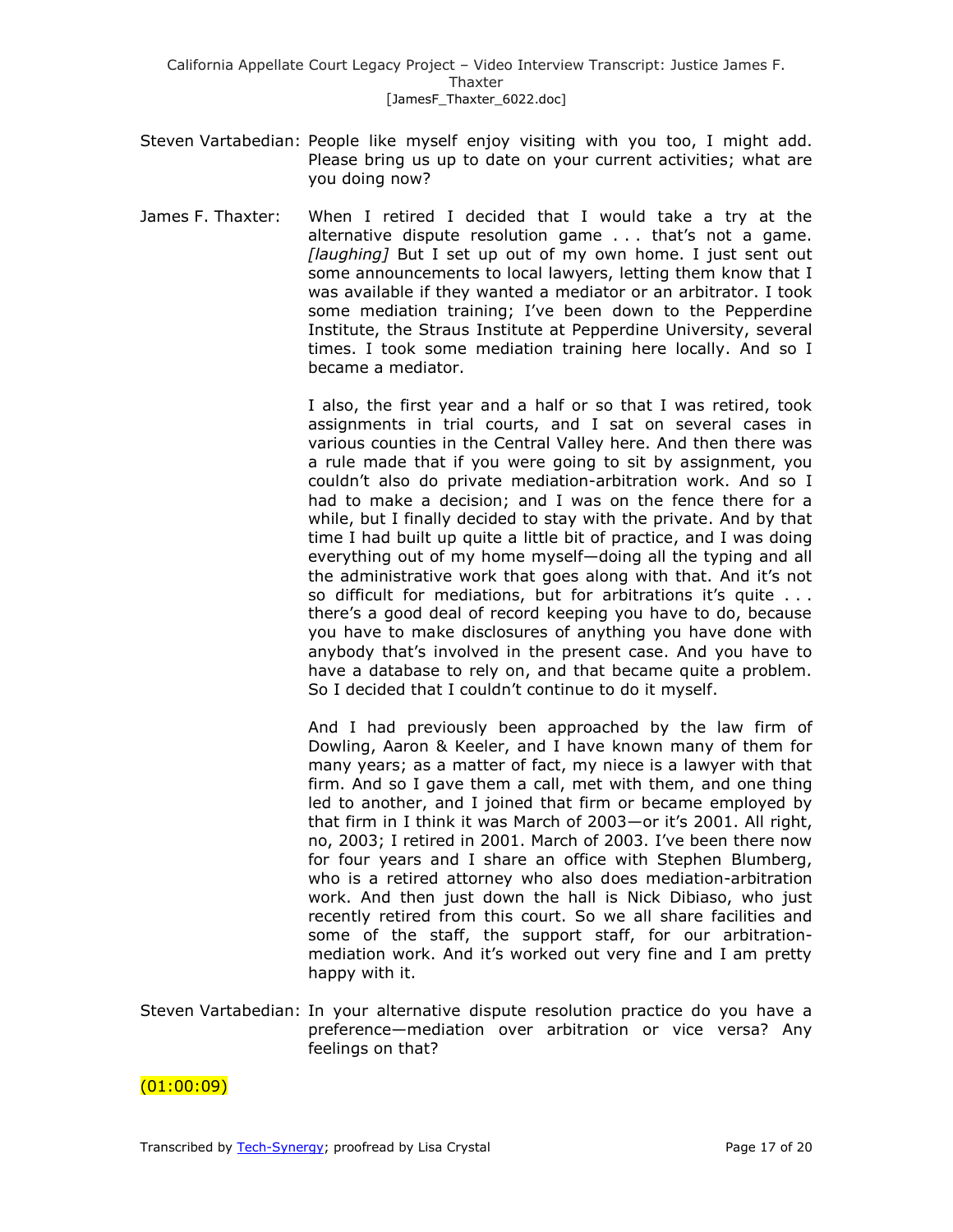Steven Vartabedian: People like myself enjoy visiting with you too, I might add. Please bring us up to date on your current activities; what are you doing now?

James F. Thaxter: When I retired I decided that I would take a try at the alternative dispute resolution game . . . that's not a game. *[laughing]* But I set up out of my own home. I just sent out some announcements to local lawyers, letting them know that I was available if they wanted a mediator or an arbitrator. I took some mediation training; I've been down to the Pepperdine Institute, the Straus Institute at Pepperdine University, several times. I took some mediation training here locally. And so I became a mediator.

I also, the first year and a half or so that I was retired, took assignments in trial courts, and I sat on several cases in various counties in the Central Valley here. And then there was a rule made that if you were going to sit by assignment, you couldn't also do private mediation-arbitration work. And so I had to make a decision; and I was on the fence there for a while, but I finally decided to stay with the private. And by that time I had built up quite a little bit of practice, and I was doing everything out of my home myself—doing all the typing and all the administrative work that goes along with that. And it's not so difficult for mediations, but for arbitrations it's quite . . . there's a good deal of record keeping you have to do, because you have to make disclosures of anything you have done with anybody that's involved in the present case. And you have to have a database to rely on, and that became quite a problem. So I decided that I couldn't continue to do it myself.

And I had previously been approached by the law firm of Dowling, Aaron & Keeler, and I have known many of them for many years; as a matter of fact, my niece is a lawyer with that firm. And so I gave them a call, met with them, and one thing led to another, and I joined that firm or became employed by that firm in I think it was March of 2003—or it's 2001. All right, no, 2003; I retired in 2001. March of 2003. I've been there now for four years and I share an office with Stephen Blumberg, who is a retired attorney who also does mediation-arbitration work. And then just down the hall is Nick Dibiaso, who just recently retired from this court. So we all share facilities and some of the staff, the support staff, for our arbitration-mediation work. And it's worked out very fine and I am pretty happy with it.

Steven Vartabedian: In your alternative dispute resolution practice do you have a preference—mediation over arbitration or vice versa? Any feelings on that?

(01:00:09)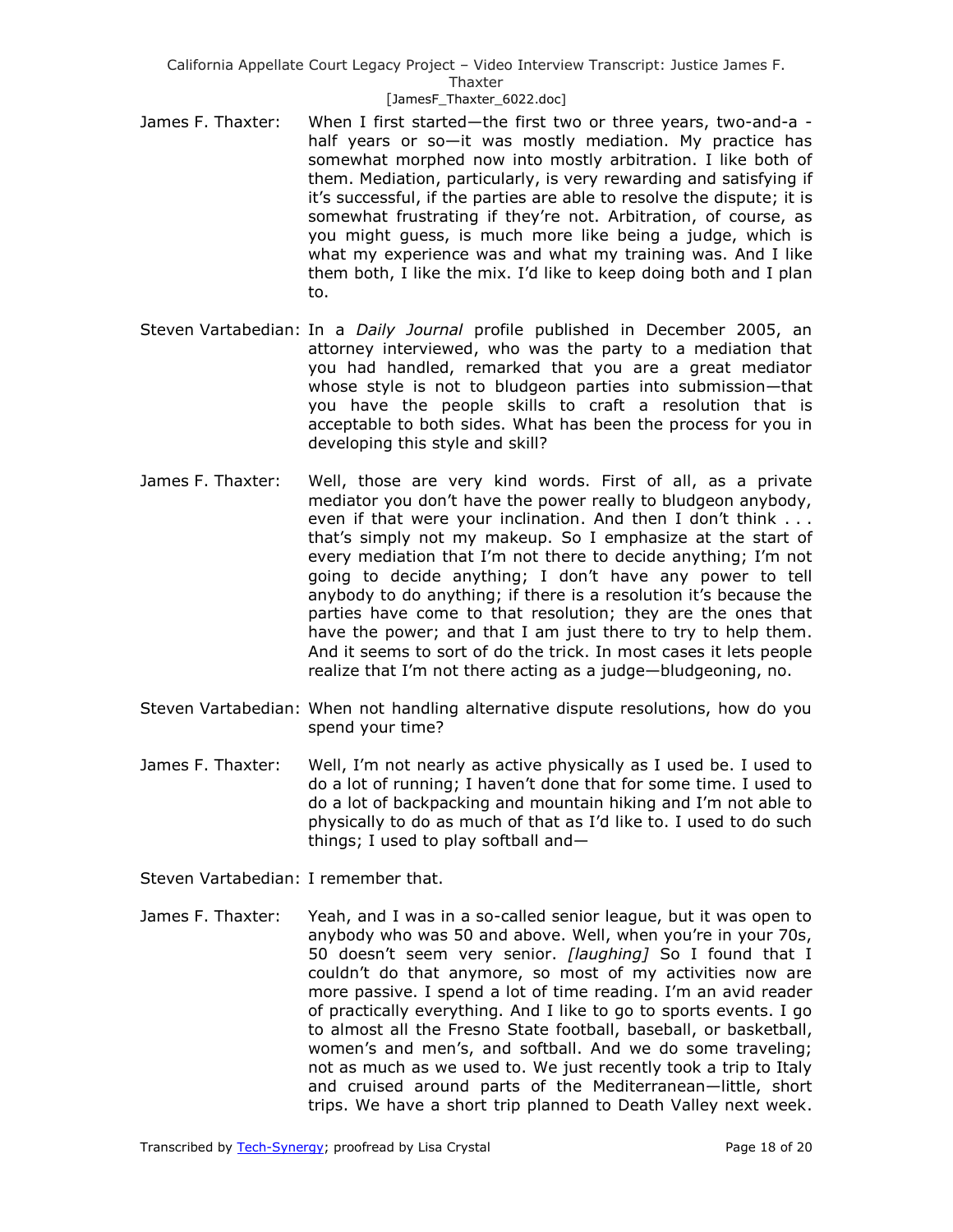James F. Thaxter: When I first started—the first two or three years, two-and-a - half years or so—it was mostly mediation. My practice has somewhat morphed now into mostly arbitration. I like both of them. Mediation, particularly, is very rewarding and satisfying if it's successful, if the parties are able to resolve the dispute; it is somewhat frustrating if they're not. Arbitration, of course, as you might guess, is much more like being a judge, which is what my experience was and what my training was. And I like them both, I like the mix. I'd like to keep doing both and I plan to.

Steven Vartabedian: In a *Daily Journal* profile published in December 2005, an attorney interviewed, who was the party to a mediation that you had handled, remarked that you are a great mediator whose style is not to bludgeon parties into submission—that you have the people skills to craft a resolution that is acceptable to both sides. What has been the process for you in developing this style and skill?

James F. Thaxter: Well, those are very kind words. First of all, as a private mediator you don't have the power really to bludgeon anybody, even if that were your inclination. And then I don't think . . . that's simply not my makeup. So I emphasize at the start of every mediation that I'm not there to decide anything; I'm not going to decide anything; I don't have any power to tell anybody to do anything; if there is a resolution it's because the parties have come to that resolution; they are the ones that have the power; and that I am just there to try to help them. And it seems to sort of do the trick. In most cases it lets people realize that I'm not there acting as a judge—bludgeoning, no.

Steven Vartabedian: When not handling alternative dispute resolutions, how do you spend your time?

James F. Thaxter: Well, I'm not nearly as active physically as I used be. I used to do a lot of running; I haven't done that for some time. I used to do a lot of backpacking and mountain hiking and I'm not able to physically to do as much of that as I'd like to. I used to do such things; I used to play softball and—

Steven Vartabedian: I remember that.

James F. Thaxter: Yeah, and I was in a so-called senior league, but it was open to anybody who was 50 and above. Well, when you're in your 70s, 50 doesn't seem very senior. *[laughing]* So I found that I couldn't do that anymore, so most of my activities now are more passive. I spend a lot of time reading. I'm an avid reader of practically everything. And I like to go to sports events. I go to almost all the Fresno State football, baseball, or basketball, women's and men's, and softball. And we do some traveling; not as much as we used to. We just recently took a trip to Italy and cruised around parts of the Mediterranean—little, short trips. We have a short trip planned to Death Valley next week.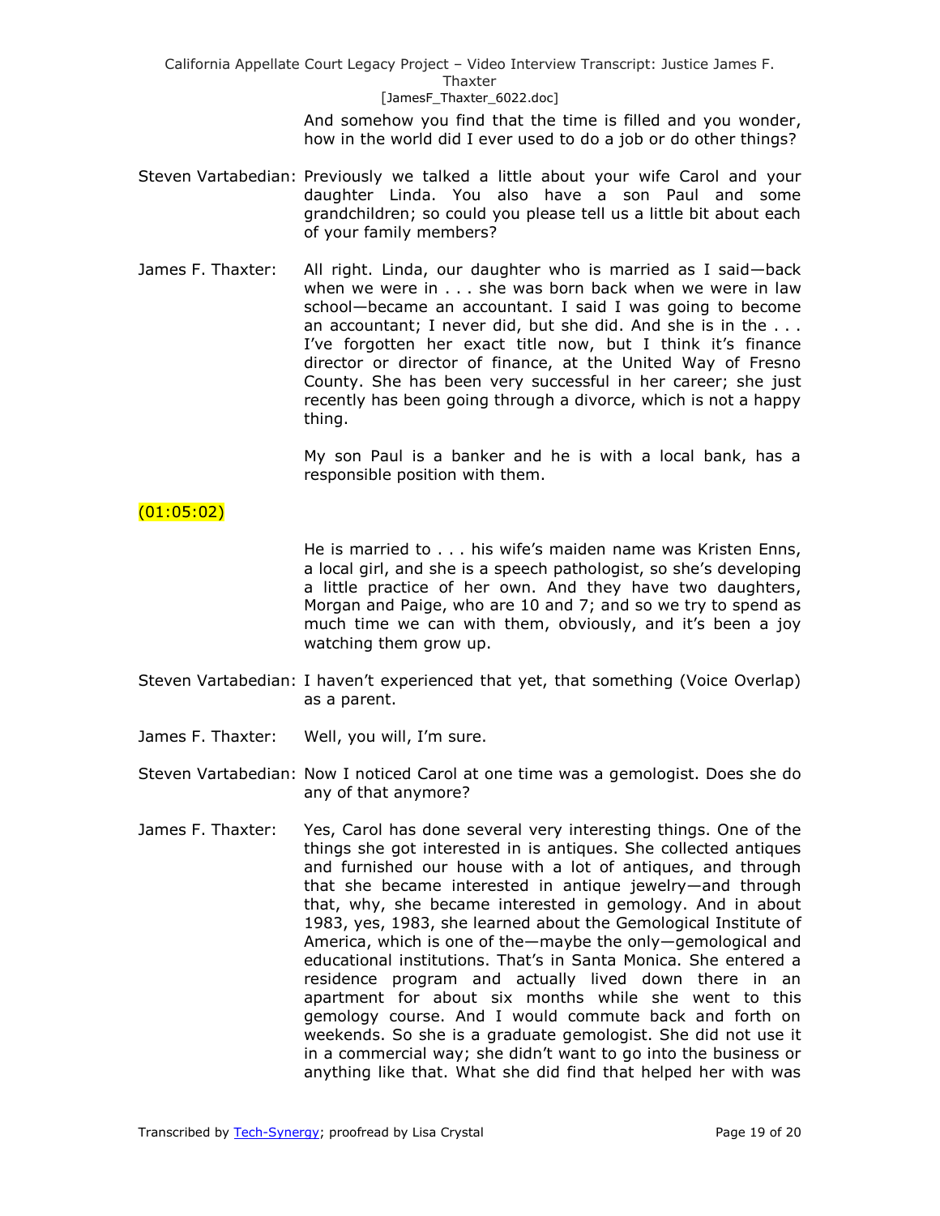And somehow you find that the time is filled and you wonder, how in the world did I ever used to do a job or do other things?

Steven Vartabedian: Previously we talked a little about your wife Carol and your daughter Linda. You also have a son Paul and some grandchildren; so could you please tell us a little bit about each of your family members?

James F. Thaxter: All right. Linda, our daughter who is married as I said—back when we were in . . . she was born back when we were in law school—became an accountant. I said I was going to become an accountant; I never did, but she did. And she is in the . . . I've forgotten her exact title now, but I think it's finance director or director of finance, at the United Way of Fresno County. She has been very successful in her career; she just recently has been going through a divorce, which is not a happy thing.

My son Paul is a banker and he is with a local bank, has a responsible position with them.

(01:05:02)

He is married to . . . his wife's maiden name was Kristen Enns, a local girl, and she is a speech pathologist, so she's developing a little practice of her own. And they have two daughters, Morgan and Paige, who are 10 and 7; and so we try to spend as much time we can with them, obviously, and it's been a joy watching them grow up.

Steven Vartabedian: I haven't experienced that yet, that something (Voice Overlap) as a parent.

James F. Thaxter: Well, you will, I'm sure.

Steven Vartabedian: Now I noticed Carol at one time was a gemologist. Does she do any of that anymore?

James F. Thaxter: Yes, Carol has done several very interesting things. One of the things she got interested in is antiques. She collected antiques and furnished our house with a lot of antiques, and through that she became interested in antique jewelry—and through that, why, she became interested in gemology. And in about 1983, yes, 1983, she learned about the Gemological Institute of America, which is one of the—maybe the only—gemological and educational institutions. That's in Santa Monica. She entered a residence program and actually lived down there in an apartment for about six months while she went to this gemology course. And I would commute back and forth on weekends. So she is a graduate gemologist. She did not use it in a commercial way; she didn't want to go into the business or anything like that. What she did find that helped her with was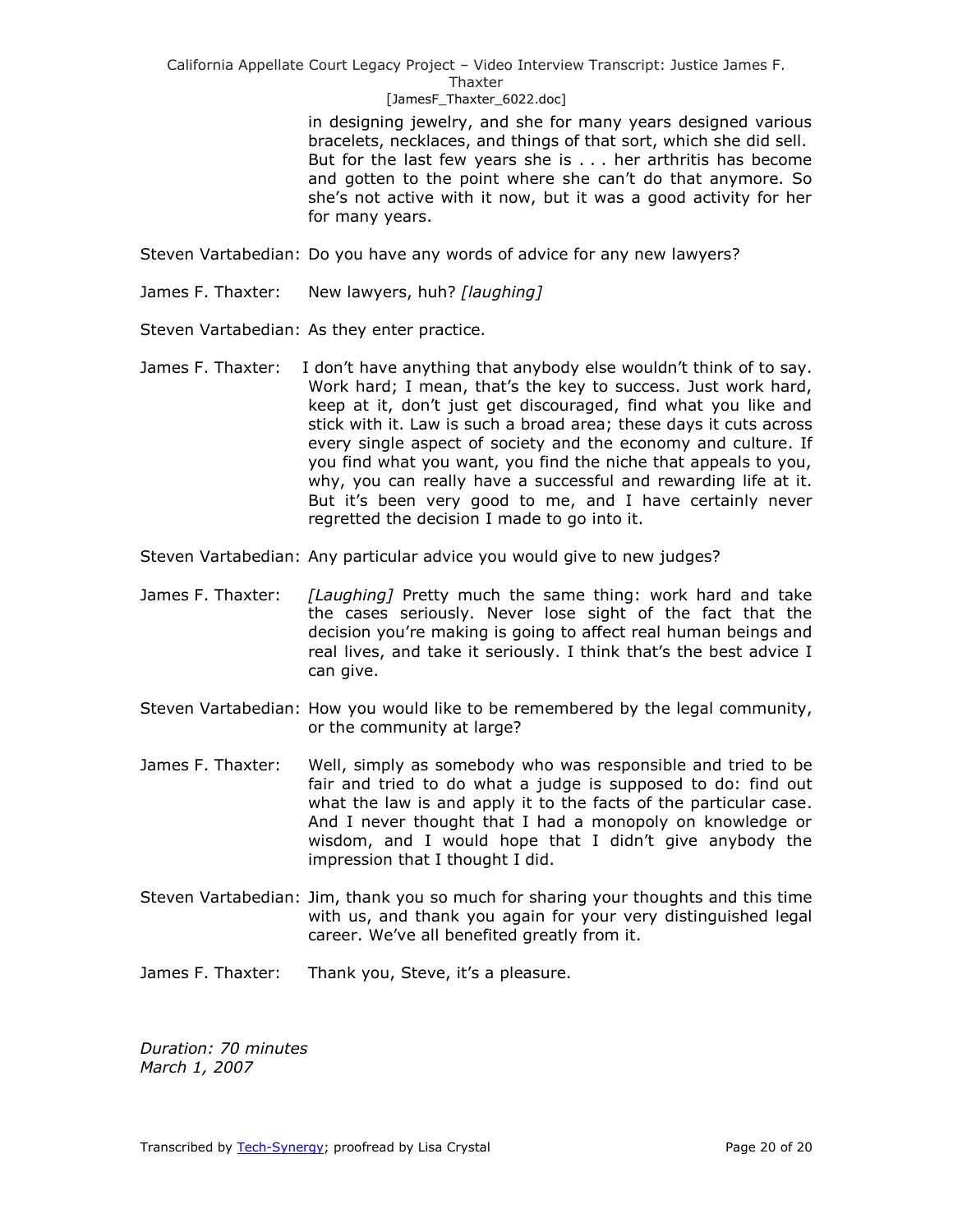in designing jewelry, and she for many years designed various bracelets, necklaces, and things of that sort, which she did sell. But for the last few years she is . . . her arthritis has become and gotten to the point where she can't do that anymore. So she's not active with it now, but it was a good activity for her for many years.

Steven Vartabedian: Do you have any words of advice for any new lawyers?

James F. Thaxter: New lawyers, huh? *[laughing]*

Steven Vartabedian: As they enter practice.

James F. Thaxter: I don't have anything that anybody else wouldn't think of to say. Work hard; I mean, that's the key to success. Just work hard, keep at it, don't just get discouraged, find what you like and stick with it. Law is such a broad area; these days it cuts across every single aspect of society and the economy and culture. If you find what you want, you find the niche that appeals to you, why, you can really have a successful and rewarding life at it. But it's been very good to me, and I have certainly never regretted the decision I made to go into it.

Steven Vartabedian: Any particular advice you would give to new judges?

James F. Thaxter: *[Laughing]* Pretty much the same thing: work hard and take the cases seriously. Never lose sight of the fact that the decision you're making is going to affect real human beings and real lives, and take it seriously. I think that's the best advice I can give.

Steven Vartabedian: How you would like to be remembered by the legal community, or the community at large?

James F. Thaxter: Well, simply as somebody who was responsible and tried to be fair and tried to do what a judge is supposed to do: find out what the law is and apply it to the facts of the particular case. And I never thought that I had a monopoly on knowledge or wisdom, and I would hope that I didn't give anybody the impression that I thought I did.

Steven Vartabedian: Jim, thank you so much for sharing your thoughts and this time with us, and thank you again for your very distinguished legal career. We've all benefited greatly from it.

James F. Thaxter: Thank you, Steve, it's a pleasure.

*Duration: 70 minutes*
*March 1, 2007*

Transcribed by Tech-Synergy; proofread by Lisa Crystal